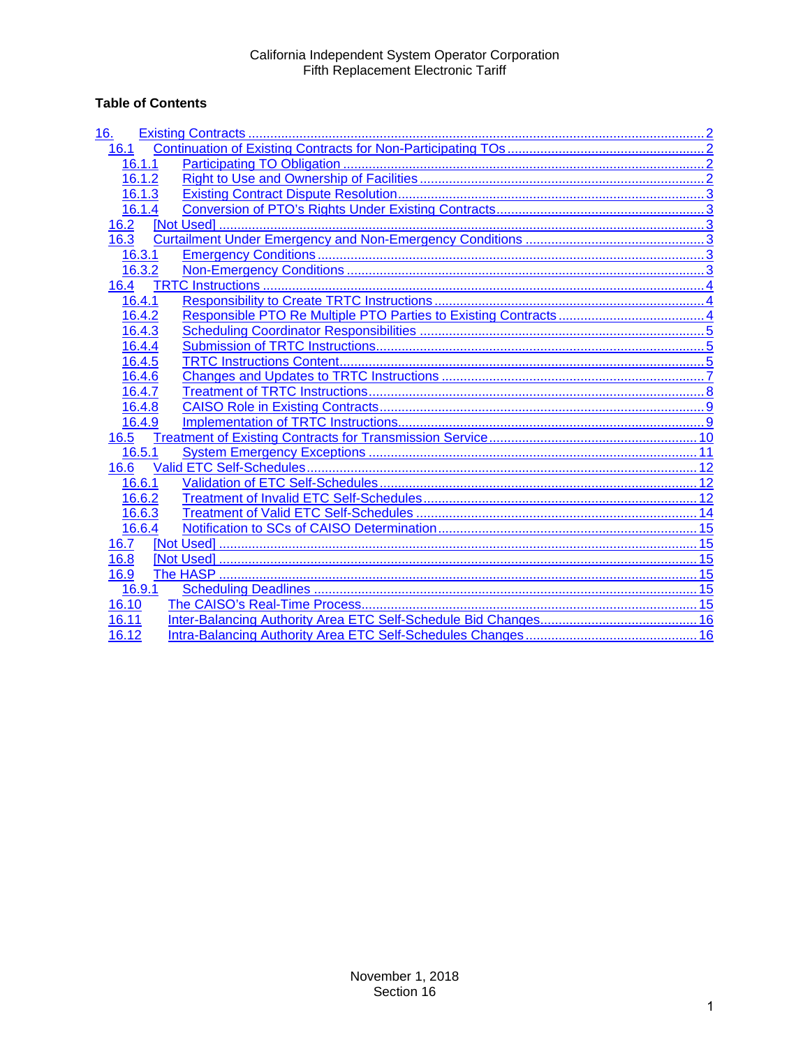California Independent System Operator Corporation
Fifth Replacement Electronic Tariff

**Table of Contents**

16. Existing Contracts ..... 2
- 16.1 Continuation of Existing Contracts for Non-Participating TOs ..... 2
  - 16.1.1 Participating TO Obligation ..... 2
  - 16.1.2 Right to Use and Ownership of Facilities ..... 2
  - 16.1.3 Existing Contract Dispute Resolution ..... 3
  - 16.1.4 Conversion of PTO's Rights Under Existing Contracts ..... 3
- 16.2 [Not Used] ..... 3
- 16.3 Curtailment Under Emergency and Non-Emergency Conditions ..... 3
  - 16.3.1 Emergency Conditions ..... 3
  - 16.3.2 Non-Emergency Conditions ..... 3
- 16.4 TRTC Instructions ..... 4
  - 16.4.1 Responsibility to Create TRTC Instructions ..... 4
  - 16.4.2 Responsible PTO Re Multiple PTO Parties to Existing Contracts ..... 4
  - 16.4.3 Scheduling Coordinator Responsibilities ..... 5
  - 16.4.4 Submission of TRTC Instructions ..... 5
  - 16.4.5 TRTC Instructions Content ..... 5
  - 16.4.6 Changes and Updates to TRTC Instructions ..... 7
  - 16.4.7 Treatment of TRTC Instructions ..... 8
  - 16.4.8 CAISO Role in Existing Contracts ..... 9
  - 16.4.9 Implementation of TRTC Instructions ..... 9
- 16.5 Treatment of Existing Contracts for Transmission Service ..... 10
  - 16.5.1 System Emergency Exceptions ..... 11
- 16.6 Valid ETC Self-Schedules ..... 12
  - 16.6.1 Validation of ETC Self-Schedules ..... 12
  - 16.6.2 Treatment of Invalid ETC Self-Schedules ..... 12
  - 16.6.3 Treatment of Valid ETC Self-Schedules ..... 14
  - 16.6.4 Notification to SCs of CAISO Determination ..... 15
- 16.7 [Not Used] ..... 15
- 16.8 [Not Used] ..... 15
- 16.9 The HASP ..... 15
  - 16.9.1 Scheduling Deadlines ..... 15
- 16.10 The CAISO's Real-Time Process ..... 15
- 16.11 Inter-Balancing Authority Area ETC Self-Schedule Bid Changes ..... 16
- 16.12 Intra-Balancing Authority Area ETC Self-Schedules Changes ..... 16

November 1, 2018
Section 16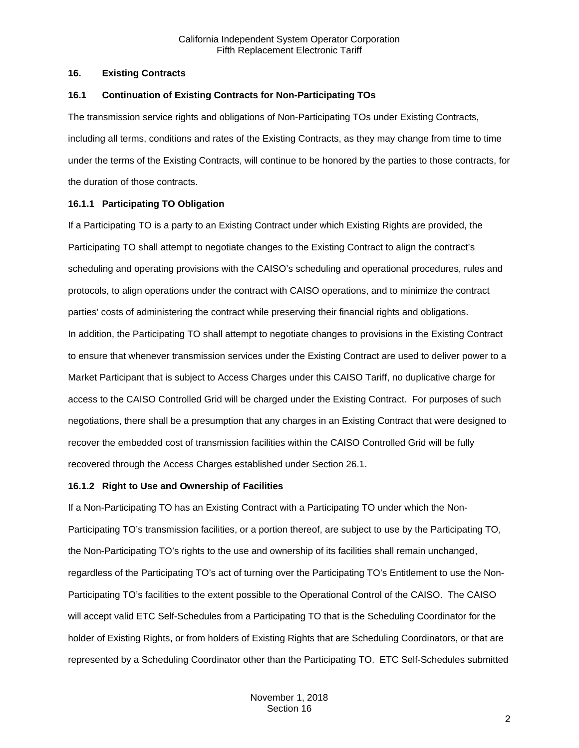## 16. Existing Contracts

### 16.1 Continuation of Existing Contracts for Non-Participating TOs

The transmission service rights and obligations of Non-Participating TOs under Existing Contracts, including all terms, conditions and rates of the Existing Contracts, as they may change from time to time under the terms of the Existing Contracts, will continue to be honored by the parties to those contracts, for the duration of those contracts.

#### 16.1.1 Participating TO Obligation

If a Participating TO is a party to an Existing Contract under which Existing Rights are provided, the Participating TO shall attempt to negotiate changes to the Existing Contract to align the contract's scheduling and operating provisions with the CAISO's scheduling and operational procedures, rules and protocols, to align operations under the contract with CAISO operations, and to minimize the contract parties' costs of administering the contract while preserving their financial rights and obligations.

In addition, the Participating TO shall attempt to negotiate changes to provisions in the Existing Contract to ensure that whenever transmission services under the Existing Contract are used to deliver power to a Market Participant that is subject to Access Charges under this CAISO Tariff, no duplicative charge for access to the CAISO Controlled Grid will be charged under the Existing Contract. For purposes of such negotiations, there shall be a presumption that any charges in an Existing Contract that were designed to recover the embedded cost of transmission facilities within the CAISO Controlled Grid will be fully recovered through the Access Charges established under Section 26.1.

#### 16.1.2 Right to Use and Ownership of Facilities

If a Non-Participating TO has an Existing Contract with a Participating TO under which the Non-Participating TO's transmission facilities, or a portion thereof, are subject to use by the Participating TO, the Non-Participating TO's rights to the use and ownership of its facilities shall remain unchanged, regardless of the Participating TO's act of turning over the Participating TO's Entitlement to use the Non-Participating TO's facilities to the extent possible to the Operational Control of the CAISO. The CAISO will accept valid ETC Self-Schedules from a Participating TO that is the Scheduling Coordinator for the holder of Existing Rights, or from holders of Existing Rights that are Scheduling Coordinators, or that are represented by a Scheduling Coordinator other than the Participating TO. ETC Self-Schedules submitted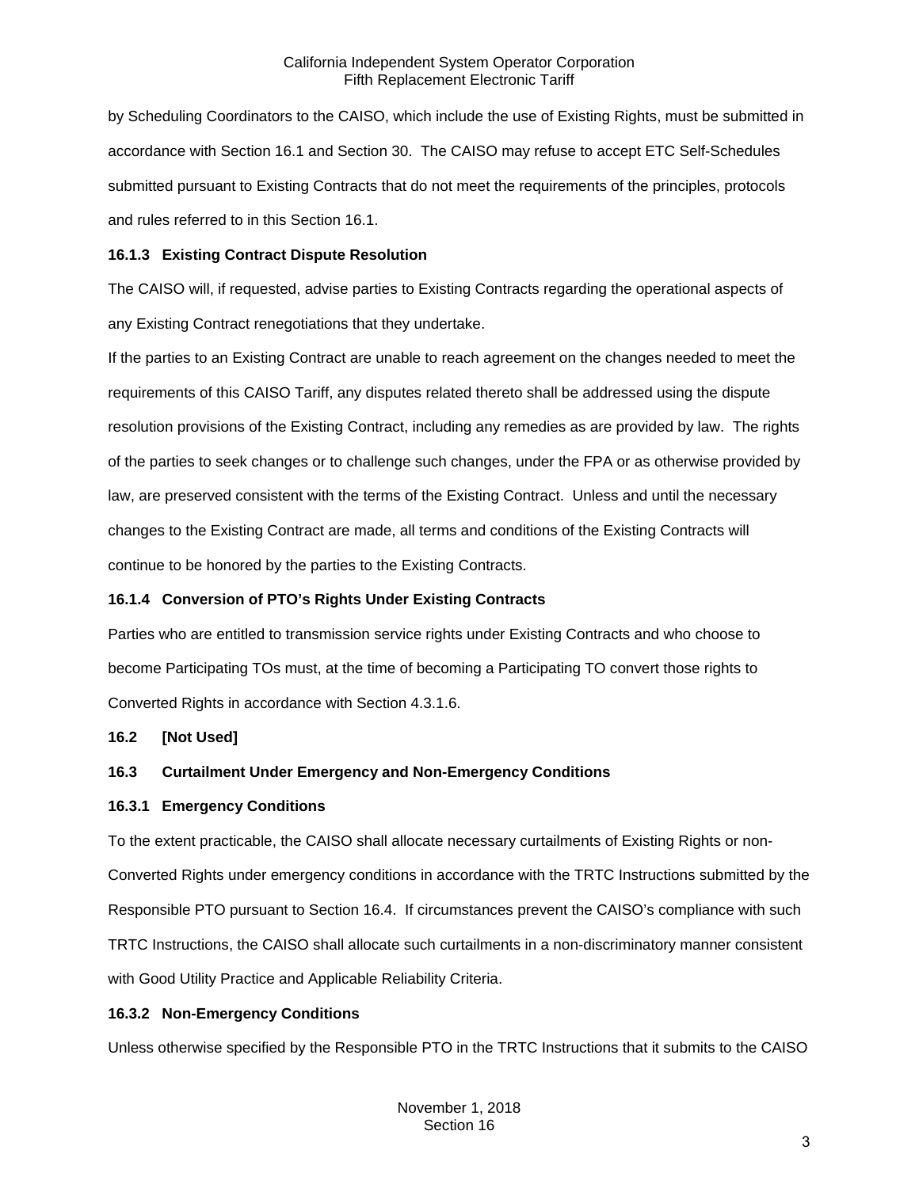by Scheduling Coordinators to the CAISO, which include the use of Existing Rights, must be submitted in accordance with Section 16.1 and Section 30. The CAISO may refuse to accept ETC Self-Schedules submitted pursuant to Existing Contracts that do not meet the requirements of the principles, protocols and rules referred to in this Section 16.1.

**16.1.3 Existing Contract Dispute Resolution**

The CAISO will, if requested, advise parties to Existing Contracts regarding the operational aspects of any Existing Contract renegotiations that they undertake.

If the parties to an Existing Contract are unable to reach agreement on the changes needed to meet the requirements of this CAISO Tariff, any disputes related thereto shall be addressed using the dispute resolution provisions of the Existing Contract, including any remedies as are provided by law. The rights of the parties to seek changes or to challenge such changes, under the FPA or as otherwise provided by law, are preserved consistent with the terms of the Existing Contract. Unless and until the necessary changes to the Existing Contract are made, all terms and conditions of the Existing Contracts will continue to be honored by the parties to the Existing Contracts.

**16.1.4 Conversion of PTO's Rights Under Existing Contracts**

Parties who are entitled to transmission service rights under Existing Contracts and who choose to become Participating TOs must, at the time of becoming a Participating TO convert those rights to Converted Rights in accordance with Section 4.3.1.6.

**16.2 [Not Used]**

**16.3 Curtailment Under Emergency and Non-Emergency Conditions**

**16.3.1 Emergency Conditions**

To the extent practicable, the CAISO shall allocate necessary curtailments of Existing Rights or non-Converted Rights under emergency conditions in accordance with the TRTC Instructions submitted by the Responsible PTO pursuant to Section 16.4. If circumstances prevent the CAISO's compliance with such TRTC Instructions, the CAISO shall allocate such curtailments in a non-discriminatory manner consistent with Good Utility Practice and Applicable Reliability Criteria.

**16.3.2 Non-Emergency Conditions**

Unless otherwise specified by the Responsible PTO in the TRTC Instructions that it submits to the CAISO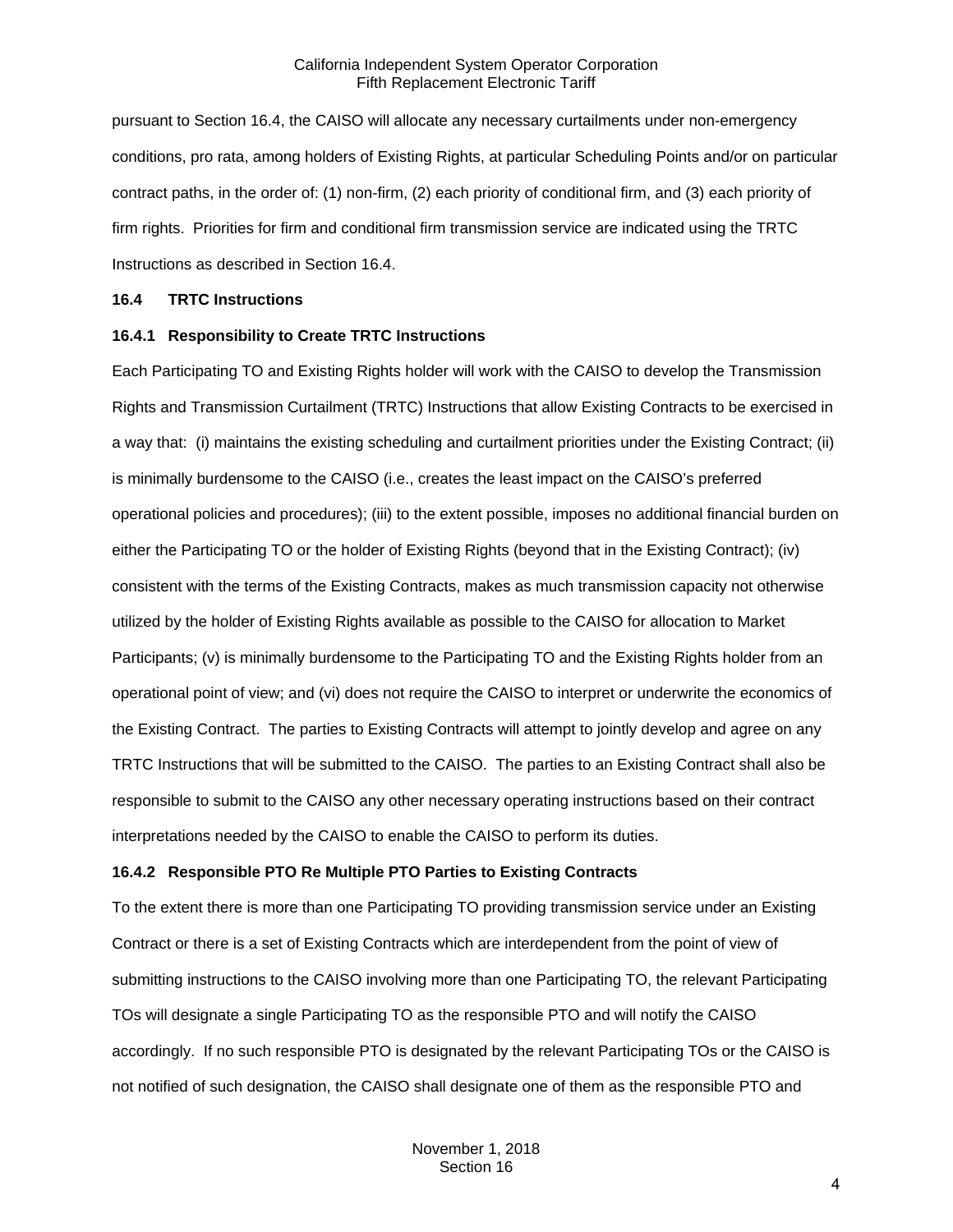pursuant to Section 16.4, the CAISO will allocate any necessary curtailments under non-emergency conditions, pro rata, among holders of Existing Rights, at particular Scheduling Points and/or on particular contract paths, in the order of: (1) non-firm, (2) each priority of conditional firm, and (3) each priority of firm rights. Priorities for firm and conditional firm transmission service are indicated using the TRTC Instructions as described in Section 16.4.

### 16.4 TRTC Instructions

#### 16.4.1 Responsibility to Create TRTC Instructions

Each Participating TO and Existing Rights holder will work with the CAISO to develop the Transmission Rights and Transmission Curtailment (TRTC) Instructions that allow Existing Contracts to be exercised in a way that: (i) maintains the existing scheduling and curtailment priorities under the Existing Contract; (ii) is minimally burdensome to the CAISO (i.e., creates the least impact on the CAISO's preferred operational policies and procedures); (iii) to the extent possible, imposes no additional financial burden on either the Participating TO or the holder of Existing Rights (beyond that in the Existing Contract); (iv) consistent with the terms of the Existing Contracts, makes as much transmission capacity not otherwise utilized by the holder of Existing Rights available as possible to the CAISO for allocation to Market Participants; (v) is minimally burdensome to the Participating TO and the Existing Rights holder from an operational point of view; and (vi) does not require the CAISO to interpret or underwrite the economics of the Existing Contract. The parties to Existing Contracts will attempt to jointly develop and agree on any TRTC Instructions that will be submitted to the CAISO. The parties to an Existing Contract shall also be responsible to submit to the CAISO any other necessary operating instructions based on their contract interpretations needed by the CAISO to enable the CAISO to perform its duties.

#### 16.4.2 Responsible PTO Re Multiple PTO Parties to Existing Contracts

To the extent there is more than one Participating TO providing transmission service under an Existing Contract or there is a set of Existing Contracts which are interdependent from the point of view of submitting instructions to the CAISO involving more than one Participating TO, the relevant Participating TOs will designate a single Participating TO as the responsible PTO and will notify the CAISO accordingly. If no such responsible PTO is designated by the relevant Participating TOs or the CAISO is not notified of such designation, the CAISO shall designate one of them as the responsible PTO and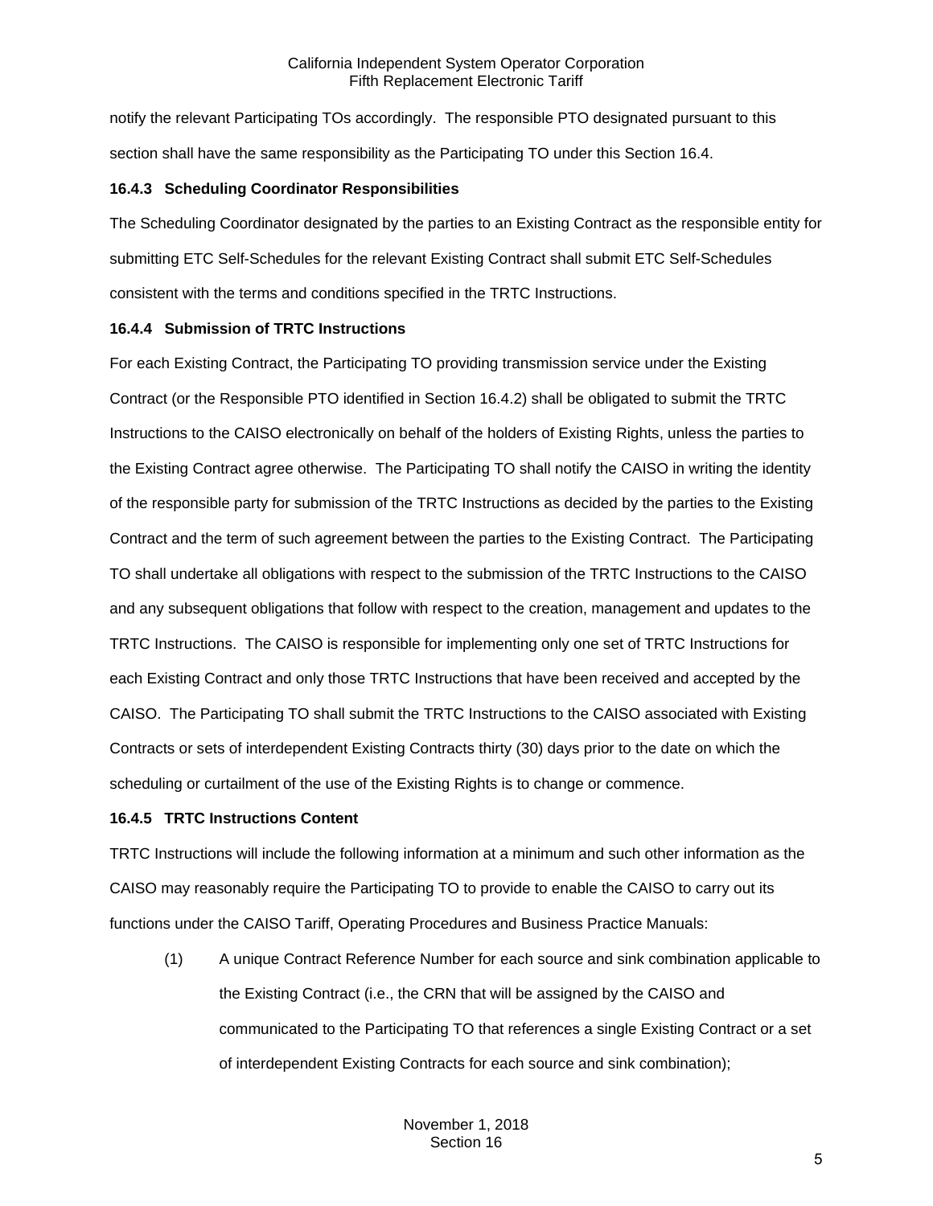notify the relevant Participating TOs accordingly. The responsible PTO designated pursuant to this section shall have the same responsibility as the Participating TO under this Section 16.4.

**16.4.3 Scheduling Coordinator Responsibilities**

The Scheduling Coordinator designated by the parties to an Existing Contract as the responsible entity for submitting ETC Self-Schedules for the relevant Existing Contract shall submit ETC Self-Schedules consistent with the terms and conditions specified in the TRTC Instructions.

**16.4.4 Submission of TRTC Instructions**

For each Existing Contract, the Participating TO providing transmission service under the Existing Contract (or the Responsible PTO identified in Section 16.4.2) shall be obligated to submit the TRTC Instructions to the CAISO electronically on behalf of the holders of Existing Rights, unless the parties to the Existing Contract agree otherwise. The Participating TO shall notify the CAISO in writing the identity of the responsible party for submission of the TRTC Instructions as decided by the parties to the Existing Contract and the term of such agreement between the parties to the Existing Contract. The Participating TO shall undertake all obligations with respect to the submission of the TRTC Instructions to the CAISO and any subsequent obligations that follow with respect to the creation, management and updates to the TRTC Instructions. The CAISO is responsible for implementing only one set of TRTC Instructions for each Existing Contract and only those TRTC Instructions that have been received and accepted by the CAISO. The Participating TO shall submit the TRTC Instructions to the CAISO associated with Existing Contracts or sets of interdependent Existing Contracts thirty (30) days prior to the date on which the scheduling or curtailment of the use of the Existing Rights is to change or commence.

**16.4.5 TRTC Instructions Content**

TRTC Instructions will include the following information at a minimum and such other information as the CAISO may reasonably require the Participating TO to provide to enable the CAISO to carry out its functions under the CAISO Tariff, Operating Procedures and Business Practice Manuals:

(1) A unique Contract Reference Number for each source and sink combination applicable to the Existing Contract (i.e., the CRN that will be assigned by the CAISO and communicated to the Participating TO that references a single Existing Contract or a set of interdependent Existing Contracts for each source and sink combination);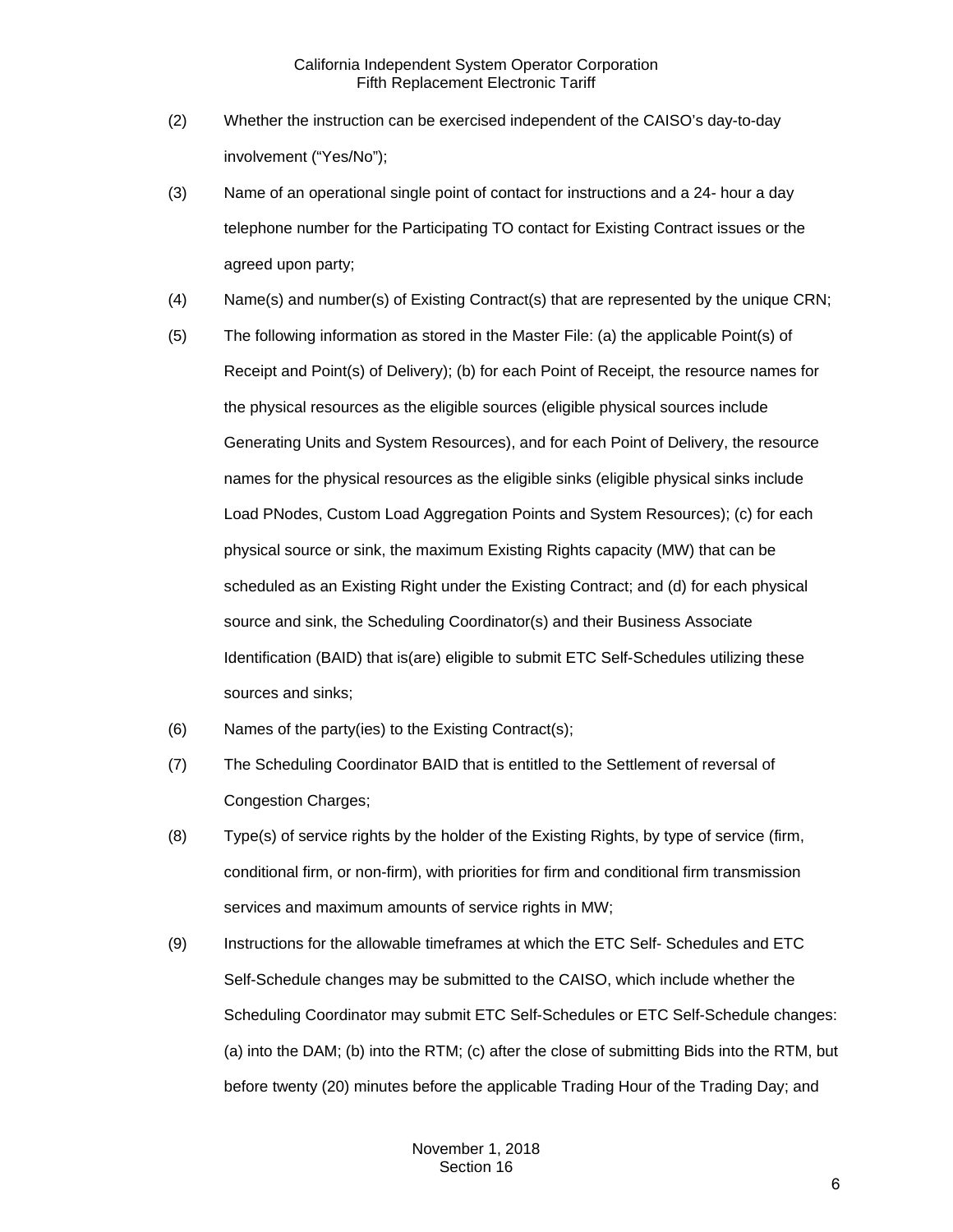(2) Whether the instruction can be exercised independent of the CAISO's day-to-day involvement ("Yes/No");

(3) Name of an operational single point of contact for instructions and a 24- hour a day telephone number for the Participating TO contact for Existing Contract issues or the agreed upon party;

(4) Name(s) and number(s) of Existing Contract(s) that are represented by the unique CRN;

(5) The following information as stored in the Master File: (a) the applicable Point(s) of Receipt and Point(s) of Delivery); (b) for each Point of Receipt, the resource names for the physical resources as the eligible sources (eligible physical sources include Generating Units and System Resources), and for each Point of Delivery, the resource names for the physical resources as the eligible sinks (eligible physical sinks include Load PNodes, Custom Load Aggregation Points and System Resources); (c) for each physical source or sink, the maximum Existing Rights capacity (MW) that can be scheduled as an Existing Right under the Existing Contract; and (d) for each physical source and sink, the Scheduling Coordinator(s) and their Business Associate Identification (BAID) that is(are) eligible to submit ETC Self-Schedules utilizing these sources and sinks;

(6) Names of the party(ies) to the Existing Contract(s);

(7) The Scheduling Coordinator BAID that is entitled to the Settlement of reversal of Congestion Charges;

(8) Type(s) of service rights by the holder of the Existing Rights, by type of service (firm, conditional firm, or non-firm), with priorities for firm and conditional firm transmission services and maximum amounts of service rights in MW;

(9) Instructions for the allowable timeframes at which the ETC Self- Schedules and ETC Self-Schedule changes may be submitted to the CAISO, which include whether the Scheduling Coordinator may submit ETC Self-Schedules or ETC Self-Schedule changes: (a) into the DAM; (b) into the RTM; (c) after the close of submitting Bids into the RTM, but before twenty (20) minutes before the applicable Trading Hour of the Trading Day; and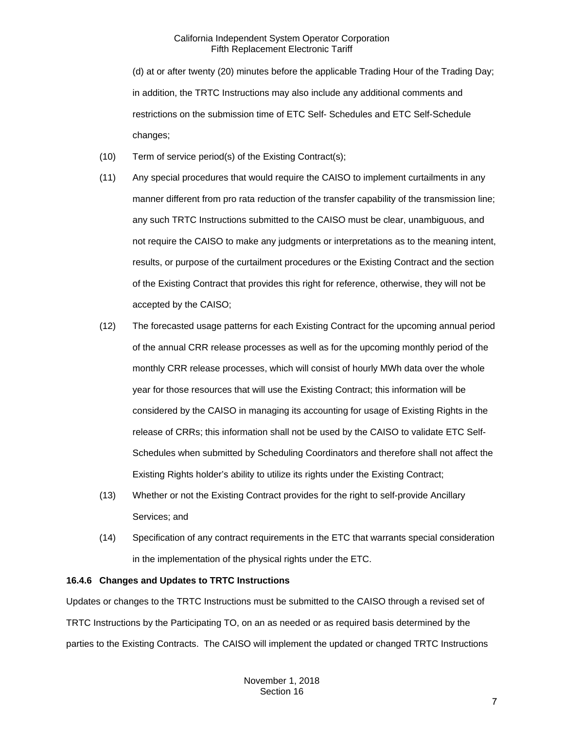(d) at or after twenty (20) minutes before the applicable Trading Hour of the Trading Day; in addition, the TRTC Instructions may also include any additional comments and restrictions on the submission time of ETC Self- Schedules and ETC Self-Schedule changes;

(10) Term of service period(s) of the Existing Contract(s);

(11) Any special procedures that would require the CAISO to implement curtailments in any manner different from pro rata reduction of the transfer capability of the transmission line; any such TRTC Instructions submitted to the CAISO must be clear, unambiguous, and not require the CAISO to make any judgments or interpretations as to the meaning intent, results, or purpose of the curtailment procedures or the Existing Contract and the section of the Existing Contract that provides this right for reference, otherwise, they will not be accepted by the CAISO;

(12) The forecasted usage patterns for each Existing Contract for the upcoming annual period of the annual CRR release processes as well as for the upcoming monthly period of the monthly CRR release processes, which will consist of hourly MWh data over the whole year for those resources that will use the Existing Contract; this information will be considered by the CAISO in managing its accounting for usage of Existing Rights in the release of CRRs; this information shall not be used by the CAISO to validate ETC Self-Schedules when submitted by Scheduling Coordinators and therefore shall not affect the Existing Rights holder's ability to utilize its rights under the Existing Contract;

(13) Whether or not the Existing Contract provides for the right to self-provide Ancillary Services; and

(14) Specification of any contract requirements in the ETC that warrants special consideration in the implementation of the physical rights under the ETC.

**16.4.6 Changes and Updates to TRTC Instructions**

Updates or changes to the TRTC Instructions must be submitted to the CAISO through a revised set of TRTC Instructions by the Participating TO, on an as needed or as required basis determined by the parties to the Existing Contracts. The CAISO will implement the updated or changed TRTC Instructions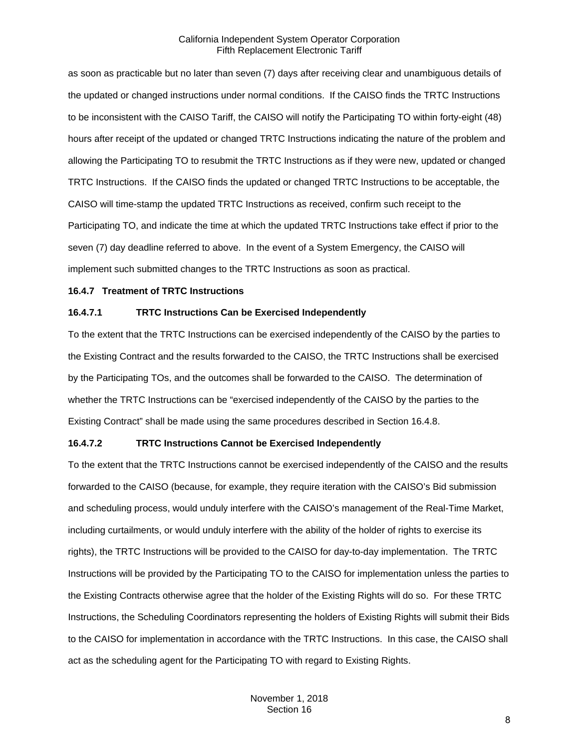as soon as practicable but no later than seven (7) days after receiving clear and unambiguous details of the updated or changed instructions under normal conditions. If the CAISO finds the TRTC Instructions to be inconsistent with the CAISO Tariff, the CAISO will notify the Participating TO within forty-eight (48) hours after receipt of the updated or changed TRTC Instructions indicating the nature of the problem and allowing the Participating TO to resubmit the TRTC Instructions as if they were new, updated or changed TRTC Instructions. If the CAISO finds the updated or changed TRTC Instructions to be acceptable, the CAISO will time-stamp the updated TRTC Instructions as received, confirm such receipt to the Participating TO, and indicate the time at which the updated TRTC Instructions take effect if prior to the seven (7) day deadline referred to above. In the event of a System Emergency, the CAISO will implement such submitted changes to the TRTC Instructions as soon as practical.

**16.4.7 Treatment of TRTC Instructions**

**16.4.7.1 TRTC Instructions Can be Exercised Independently**

To the extent that the TRTC Instructions can be exercised independently of the CAISO by the parties to the Existing Contract and the results forwarded to the CAISO, the TRTC Instructions shall be exercised by the Participating TOs, and the outcomes shall be forwarded to the CAISO. The determination of whether the TRTC Instructions can be "exercised independently of the CAISO by the parties to the Existing Contract" shall be made using the same procedures described in Section 16.4.8.

**16.4.7.2 TRTC Instructions Cannot be Exercised Independently**

To the extent that the TRTC Instructions cannot be exercised independently of the CAISO and the results forwarded to the CAISO (because, for example, they require iteration with the CAISO's Bid submission and scheduling process, would unduly interfere with the CAISO's management of the Real-Time Market, including curtailments, or would unduly interfere with the ability of the holder of rights to exercise its rights), the TRTC Instructions will be provided to the CAISO for day-to-day implementation. The TRTC Instructions will be provided by the Participating TO to the CAISO for implementation unless the parties to the Existing Contracts otherwise agree that the holder of the Existing Rights will do so. For these TRTC Instructions, the Scheduling Coordinators representing the holders of Existing Rights will submit their Bids to the CAISO for implementation in accordance with the TRTC Instructions. In this case, the CAISO shall act as the scheduling agent for the Participating TO with regard to Existing Rights.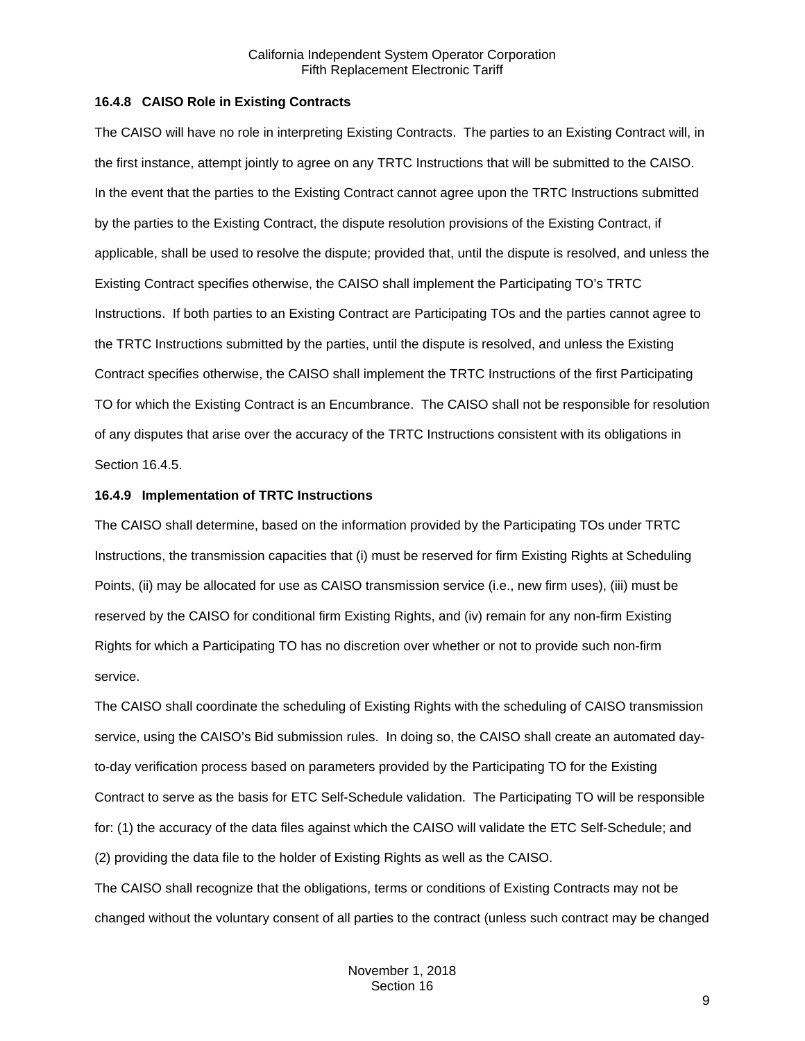### 16.4.8 CAISO Role in Existing Contracts

The CAISO will have no role in interpreting Existing Contracts. The parties to an Existing Contract will, in the first instance, attempt jointly to agree on any TRTC Instructions that will be submitted to the CAISO. In the event that the parties to the Existing Contract cannot agree upon the TRTC Instructions submitted by the parties to the Existing Contract, the dispute resolution provisions of the Existing Contract, if applicable, shall be used to resolve the dispute; provided that, until the dispute is resolved, and unless the Existing Contract specifies otherwise, the CAISO shall implement the Participating TO's TRTC Instructions. If both parties to an Existing Contract are Participating TOs and the parties cannot agree to the TRTC Instructions submitted by the parties, until the dispute is resolved, and unless the Existing Contract specifies otherwise, the CAISO shall implement the TRTC Instructions of the first Participating TO for which the Existing Contract is an Encumbrance. The CAISO shall not be responsible for resolution of any disputes that arise over the accuracy of the TRTC Instructions consistent with its obligations in Section 16.4.5.

### 16.4.9 Implementation of TRTC Instructions

The CAISO shall determine, based on the information provided by the Participating TOs under TRTC Instructions, the transmission capacities that (i) must be reserved for firm Existing Rights at Scheduling Points, (ii) may be allocated for use as CAISO transmission service (i.e., new firm uses), (iii) must be reserved by the CAISO for conditional firm Existing Rights, and (iv) remain for any non-firm Existing Rights for which a Participating TO has no discretion over whether or not to provide such non-firm service.

The CAISO shall coordinate the scheduling of Existing Rights with the scheduling of CAISO transmission service, using the CAISO's Bid submission rules. In doing so, the CAISO shall create an automated day-to-day verification process based on parameters provided by the Participating TO for the Existing Contract to serve as the basis for ETC Self-Schedule validation. The Participating TO will be responsible for: (1) the accuracy of the data files against which the CAISO will validate the ETC Self-Schedule; and (2) providing the data file to the holder of Existing Rights as well as the CAISO.

The CAISO shall recognize that the obligations, terms or conditions of Existing Contracts may not be changed without the voluntary consent of all parties to the contract (unless such contract may be changed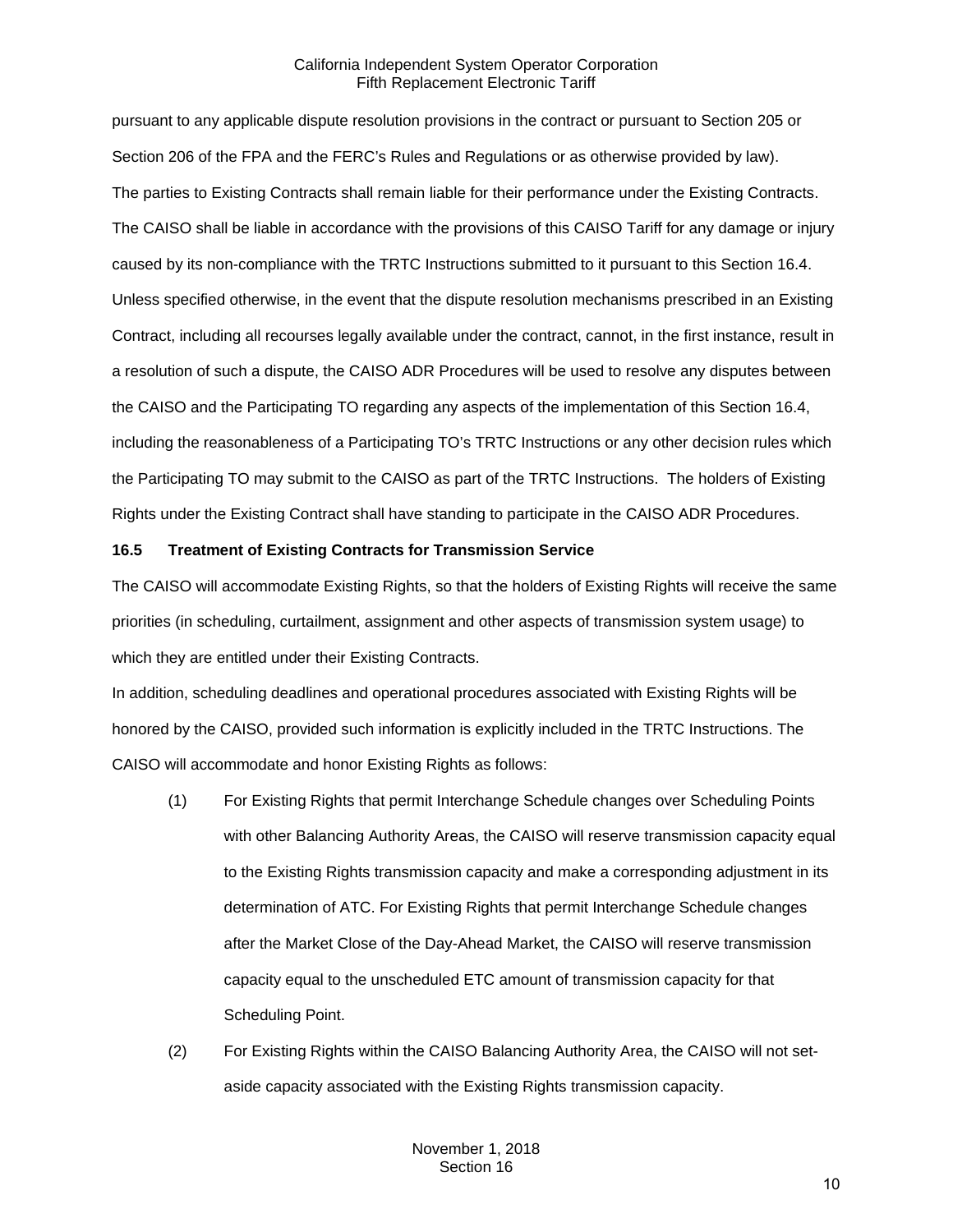pursuant to any applicable dispute resolution provisions in the contract or pursuant to Section 205 or Section 206 of the FPA and the FERC's Rules and Regulations or as otherwise provided by law).

The parties to Existing Contracts shall remain liable for their performance under the Existing Contracts. The CAISO shall be liable in accordance with the provisions of this CAISO Tariff for any damage or injury caused by its non-compliance with the TRTC Instructions submitted to it pursuant to this Section 16.4. Unless specified otherwise, in the event that the dispute resolution mechanisms prescribed in an Existing Contract, including all recourses legally available under the contract, cannot, in the first instance, result in a resolution of such a dispute, the CAISO ADR Procedures will be used to resolve any disputes between the CAISO and the Participating TO regarding any aspects of the implementation of this Section 16.4, including the reasonableness of a Participating TO's TRTC Instructions or any other decision rules which the Participating TO may submit to the CAISO as part of the TRTC Instructions. The holders of Existing Rights under the Existing Contract shall have standing to participate in the CAISO ADR Procedures.

**16.5 Treatment of Existing Contracts for Transmission Service**

The CAISO will accommodate Existing Rights, so that the holders of Existing Rights will receive the same priorities (in scheduling, curtailment, assignment and other aspects of transmission system usage) to which they are entitled under their Existing Contracts.

In addition, scheduling deadlines and operational procedures associated with Existing Rights will be honored by the CAISO, provided such information is explicitly included in the TRTC Instructions. The CAISO will accommodate and honor Existing Rights as follows:

(1) For Existing Rights that permit Interchange Schedule changes over Scheduling Points with other Balancing Authority Areas, the CAISO will reserve transmission capacity equal to the Existing Rights transmission capacity and make a corresponding adjustment in its determination of ATC. For Existing Rights that permit Interchange Schedule changes after the Market Close of the Day-Ahead Market, the CAISO will reserve transmission capacity equal to the unscheduled ETC amount of transmission capacity for that Scheduling Point.

(2) For Existing Rights within the CAISO Balancing Authority Area, the CAISO will not set-aside capacity associated with the Existing Rights transmission capacity.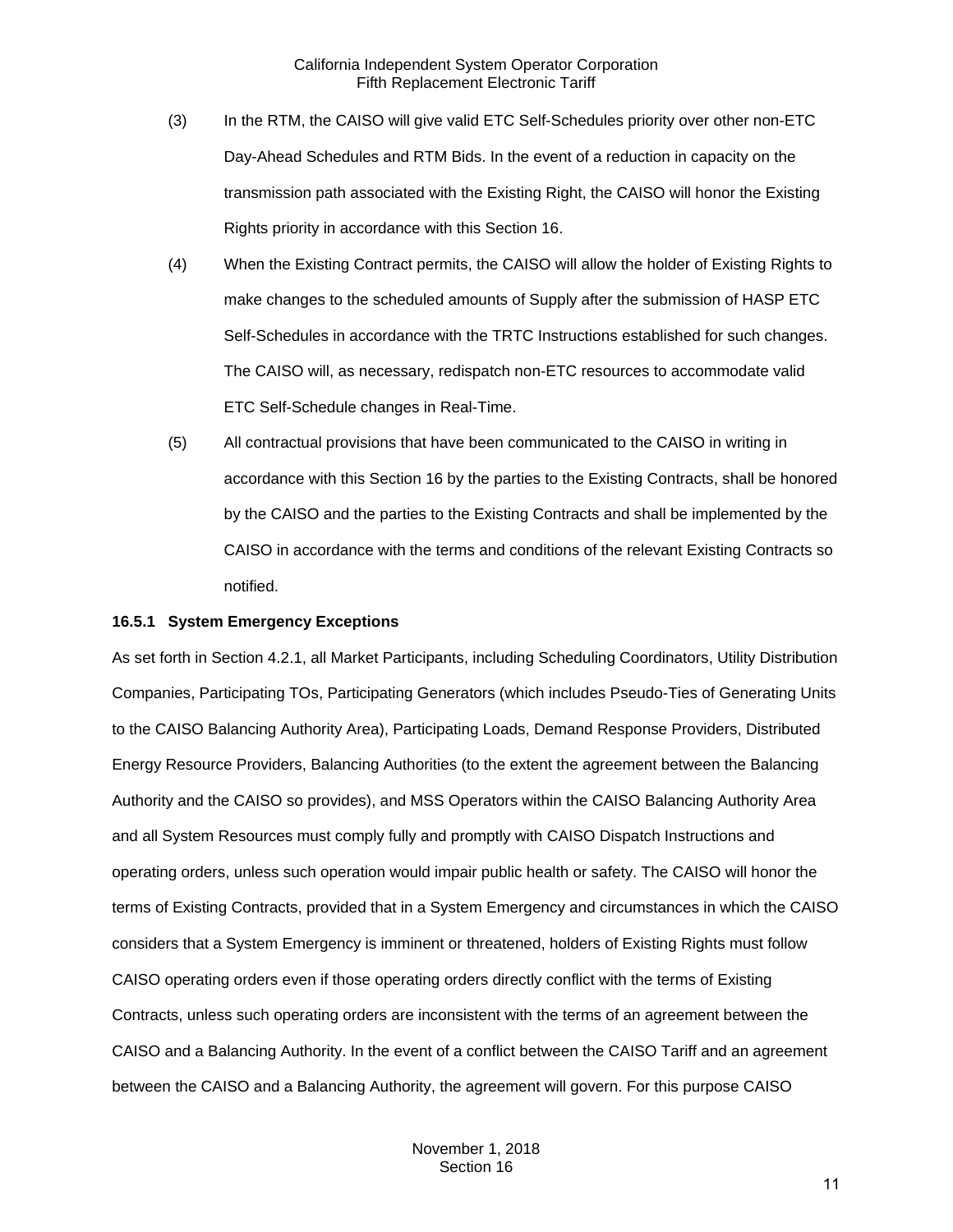(3) In the RTM, the CAISO will give valid ETC Self-Schedules priority over other non-ETC Day-Ahead Schedules and RTM Bids. In the event of a reduction in capacity on the transmission path associated with the Existing Right, the CAISO will honor the Existing Rights priority in accordance with this Section 16.

(4) When the Existing Contract permits, the CAISO will allow the holder of Existing Rights to make changes to the scheduled amounts of Supply after the submission of HASP ETC Self-Schedules in accordance with the TRTC Instructions established for such changes. The CAISO will, as necessary, redispatch non-ETC resources to accommodate valid ETC Self-Schedule changes in Real-Time.

(5) All contractual provisions that have been communicated to the CAISO in writing in accordance with this Section 16 by the parties to the Existing Contracts, shall be honored by the CAISO and the parties to the Existing Contracts and shall be implemented by the CAISO in accordance with the terms and conditions of the relevant Existing Contracts so notified.

**16.5.1 System Emergency Exceptions**

As set forth in Section 4.2.1, all Market Participants, including Scheduling Coordinators, Utility Distribution Companies, Participating TOs, Participating Generators (which includes Pseudo-Ties of Generating Units to the CAISO Balancing Authority Area), Participating Loads, Demand Response Providers, Distributed Energy Resource Providers, Balancing Authorities (to the extent the agreement between the Balancing Authority and the CAISO so provides), and MSS Operators within the CAISO Balancing Authority Area and all System Resources must comply fully and promptly with CAISO Dispatch Instructions and operating orders, unless such operation would impair public health or safety. The CAISO will honor the terms of Existing Contracts, provided that in a System Emergency and circumstances in which the CAISO considers that a System Emergency is imminent or threatened, holders of Existing Rights must follow CAISO operating orders even if those operating orders directly conflict with the terms of Existing Contracts, unless such operating orders are inconsistent with the terms of an agreement between the CAISO and a Balancing Authority. In the event of a conflict between the CAISO Tariff and an agreement between the CAISO and a Balancing Authority, the agreement will govern. For this purpose CAISO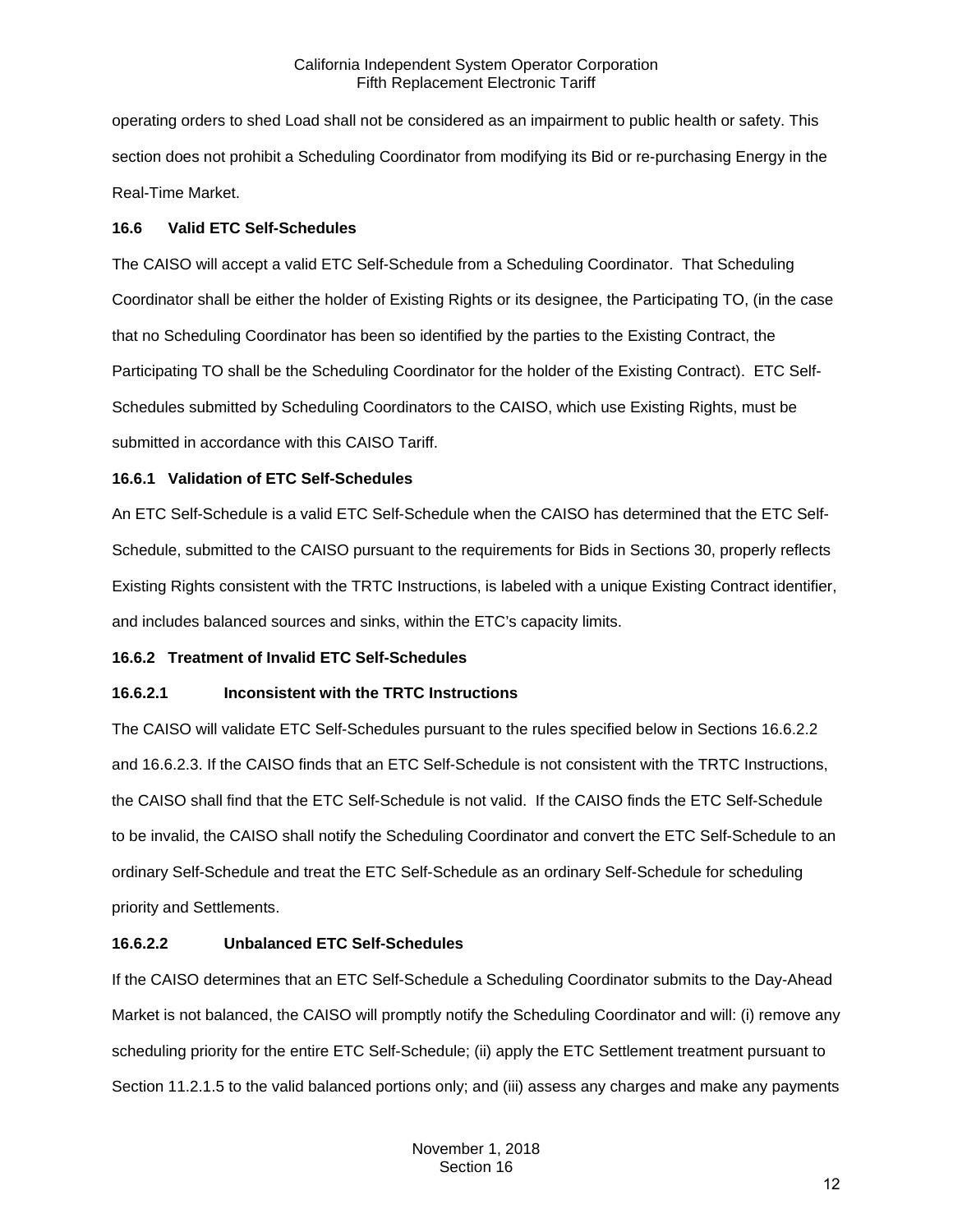operating orders to shed Load shall not be considered as an impairment to public health or safety. This section does not prohibit a Scheduling Coordinator from modifying its Bid or re-purchasing Energy in the Real-Time Market.

**16.6 Valid ETC Self-Schedules**

The CAISO will accept a valid ETC Self-Schedule from a Scheduling Coordinator. That Scheduling Coordinator shall be either the holder of Existing Rights or its designee, the Participating TO, (in the case that no Scheduling Coordinator has been so identified by the parties to the Existing Contract, the Participating TO shall be the Scheduling Coordinator for the holder of the Existing Contract). ETC Self-Schedules submitted by Scheduling Coordinators to the CAISO, which use Existing Rights, must be submitted in accordance with this CAISO Tariff.

**16.6.1 Validation of ETC Self-Schedules**

An ETC Self-Schedule is a valid ETC Self-Schedule when the CAISO has determined that the ETC Self-Schedule, submitted to the CAISO pursuant to the requirements for Bids in Sections 30, properly reflects Existing Rights consistent with the TRTC Instructions, is labeled with a unique Existing Contract identifier, and includes balanced sources and sinks, within the ETC's capacity limits.

**16.6.2 Treatment of Invalid ETC Self-Schedules**

**16.6.2.1 Inconsistent with the TRTC Instructions**

The CAISO will validate ETC Self-Schedules pursuant to the rules specified below in Sections 16.6.2.2 and 16.6.2.3. If the CAISO finds that an ETC Self-Schedule is not consistent with the TRTC Instructions, the CAISO shall find that the ETC Self-Schedule is not valid. If the CAISO finds the ETC Self-Schedule to be invalid, the CAISO shall notify the Scheduling Coordinator and convert the ETC Self-Schedule to an ordinary Self-Schedule and treat the ETC Self-Schedule as an ordinary Self-Schedule for scheduling priority and Settlements.

**16.6.2.2 Unbalanced ETC Self-Schedules**

If the CAISO determines that an ETC Self-Schedule a Scheduling Coordinator submits to the Day-Ahead Market is not balanced, the CAISO will promptly notify the Scheduling Coordinator and will: (i) remove any scheduling priority for the entire ETC Self-Schedule; (ii) apply the ETC Settlement treatment pursuant to Section 11.2.1.5 to the valid balanced portions only; and (iii) assess any charges and make any payments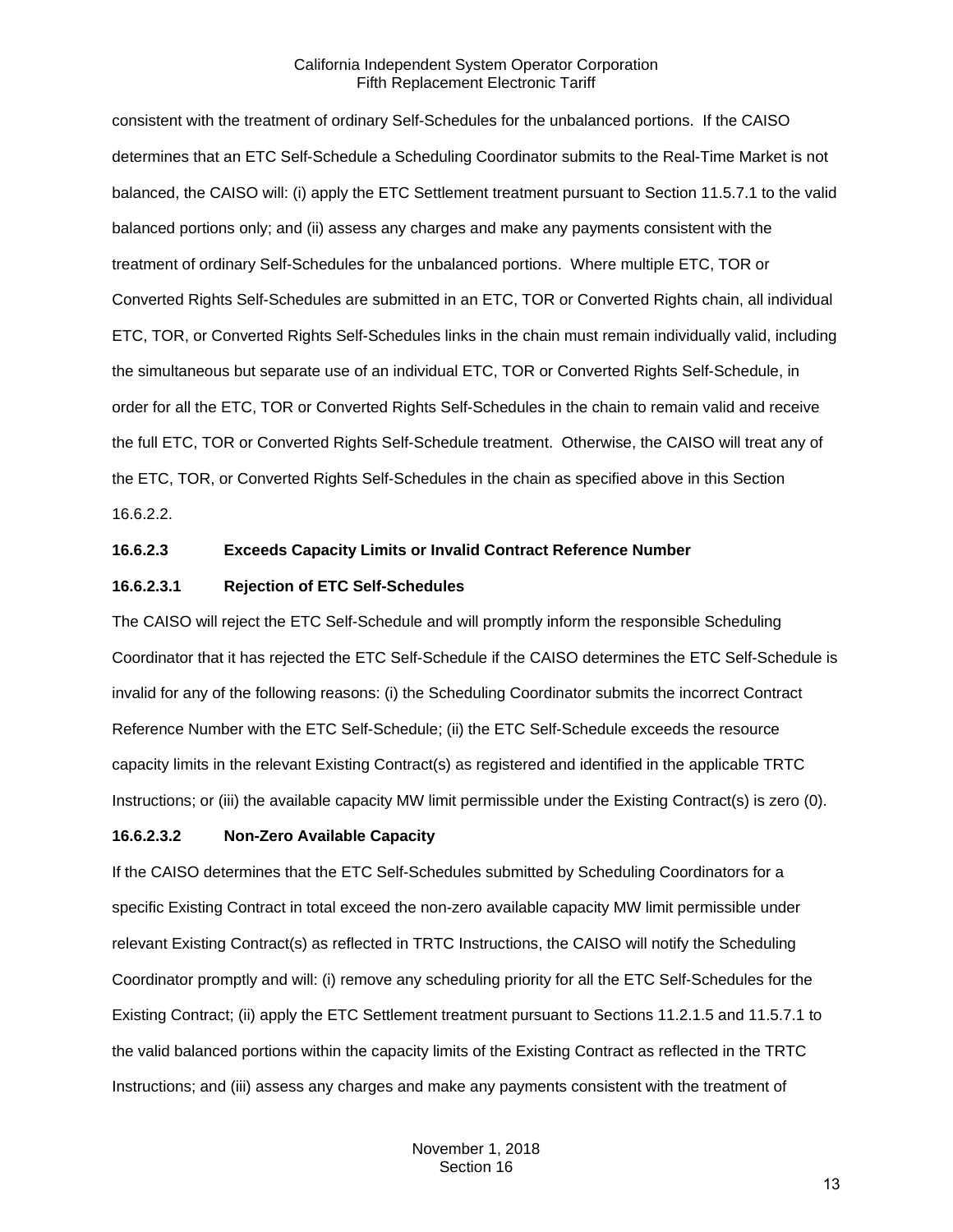consistent with the treatment of ordinary Self-Schedules for the unbalanced portions. If the CAISO determines that an ETC Self-Schedule a Scheduling Coordinator submits to the Real-Time Market is not balanced, the CAISO will: (i) apply the ETC Settlement treatment pursuant to Section 11.5.7.1 to the valid balanced portions only; and (ii) assess any charges and make any payments consistent with the treatment of ordinary Self-Schedules for the unbalanced portions. Where multiple ETC, TOR or Converted Rights Self-Schedules are submitted in an ETC, TOR or Converted Rights chain, all individual ETC, TOR, or Converted Rights Self-Schedules links in the chain must remain individually valid, including the simultaneous but separate use of an individual ETC, TOR or Converted Rights Self-Schedule, in order for all the ETC, TOR or Converted Rights Self-Schedules in the chain to remain valid and receive the full ETC, TOR or Converted Rights Self-Schedule treatment. Otherwise, the CAISO will treat any of the ETC, TOR, or Converted Rights Self-Schedules in the chain as specified above in this Section 16.6.2.2.

**16.6.2.3 Exceeds Capacity Limits or Invalid Contract Reference Number**

**16.6.2.3.1 Rejection of ETC Self-Schedules**

The CAISO will reject the ETC Self-Schedule and will promptly inform the responsible Scheduling Coordinator that it has rejected the ETC Self-Schedule if the CAISO determines the ETC Self-Schedule is invalid for any of the following reasons: (i) the Scheduling Coordinator submits the incorrect Contract Reference Number with the ETC Self-Schedule; (ii) the ETC Self-Schedule exceeds the resource capacity limits in the relevant Existing Contract(s) as registered and identified in the applicable TRTC Instructions; or (iii) the available capacity MW limit permissible under the Existing Contract(s) is zero (0).

**16.6.2.3.2 Non-Zero Available Capacity**

If the CAISO determines that the ETC Self-Schedules submitted by Scheduling Coordinators for a specific Existing Contract in total exceed the non-zero available capacity MW limit permissible under relevant Existing Contract(s) as reflected in TRTC Instructions, the CAISO will notify the Scheduling Coordinator promptly and will: (i) remove any scheduling priority for all the ETC Self-Schedules for the Existing Contract; (ii) apply the ETC Settlement treatment pursuant to Sections 11.2.1.5 and 11.5.7.1 to the valid balanced portions within the capacity limits of the Existing Contract as reflected in the TRTC Instructions; and (iii) assess any charges and make any payments consistent with the treatment of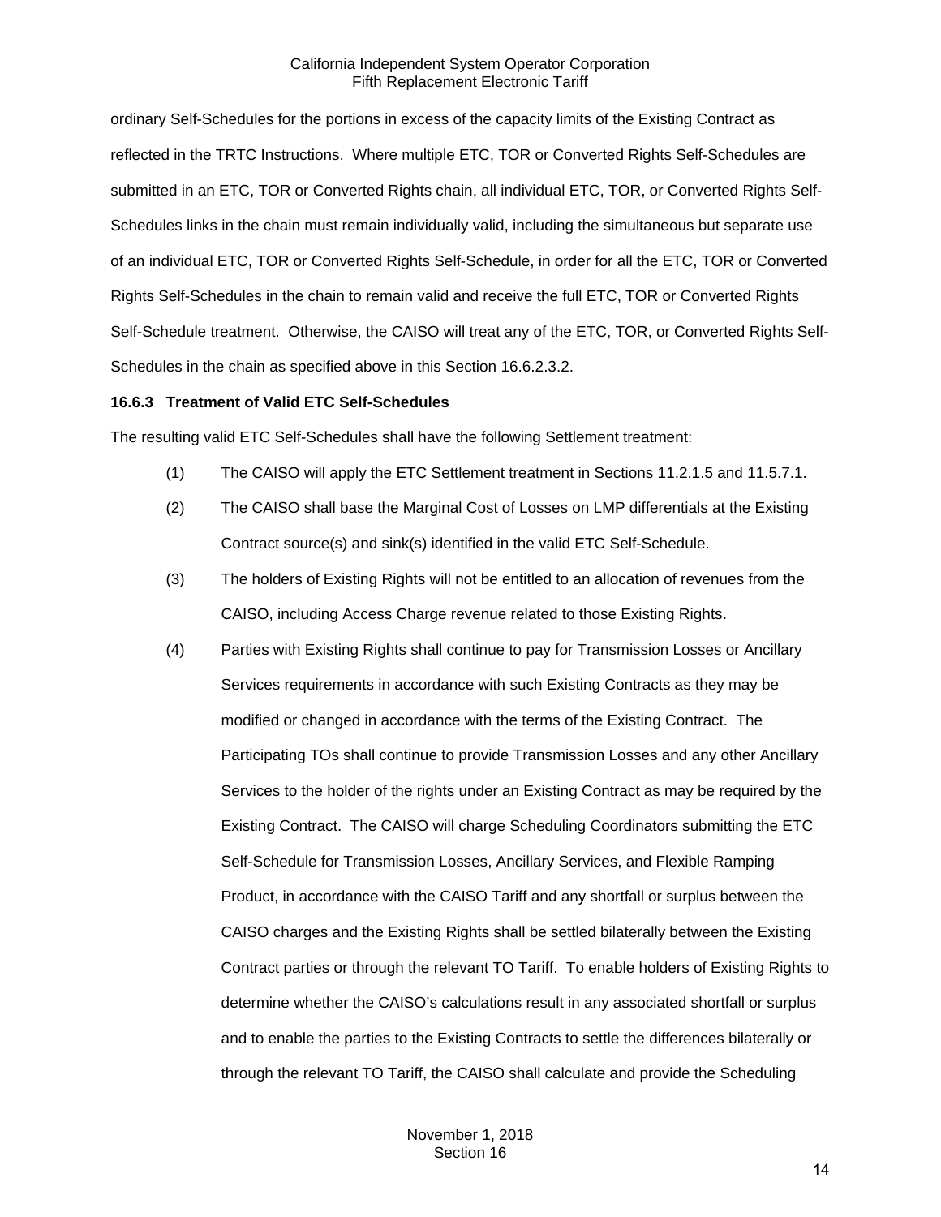ordinary Self-Schedules for the portions in excess of the capacity limits of the Existing Contract as reflected in the TRTC Instructions. Where multiple ETC, TOR or Converted Rights Self-Schedules are submitted in an ETC, TOR or Converted Rights chain, all individual ETC, TOR, or Converted Rights Self-Schedules links in the chain must remain individually valid, including the simultaneous but separate use of an individual ETC, TOR or Converted Rights Self-Schedule, in order for all the ETC, TOR or Converted Rights Self-Schedules in the chain to remain valid and receive the full ETC, TOR or Converted Rights Self-Schedule treatment. Otherwise, the CAISO will treat any of the ETC, TOR, or Converted Rights Self-Schedules in the chain as specified above in this Section 16.6.2.3.2.

**16.6.3 Treatment of Valid ETC Self-Schedules**

The resulting valid ETC Self-Schedules shall have the following Settlement treatment:

(1) The CAISO will apply the ETC Settlement treatment in Sections 11.2.1.5 and 11.5.7.1.

(2) The CAISO shall base the Marginal Cost of Losses on LMP differentials at the Existing Contract source(s) and sink(s) identified in the valid ETC Self-Schedule.

(3) The holders of Existing Rights will not be entitled to an allocation of revenues from the CAISO, including Access Charge revenue related to those Existing Rights.

(4) Parties with Existing Rights shall continue to pay for Transmission Losses or Ancillary Services requirements in accordance with such Existing Contracts as they may be modified or changed in accordance with the terms of the Existing Contract. The Participating TOs shall continue to provide Transmission Losses and any other Ancillary Services to the holder of the rights under an Existing Contract as may be required by the Existing Contract. The CAISO will charge Scheduling Coordinators submitting the ETC Self-Schedule for Transmission Losses, Ancillary Services, and Flexible Ramping Product, in accordance with the CAISO Tariff and any shortfall or surplus between the CAISO charges and the Existing Rights shall be settled bilaterally between the Existing Contract parties or through the relevant TO Tariff. To enable holders of Existing Rights to determine whether the CAISO's calculations result in any associated shortfall or surplus and to enable the parties to the Existing Contracts to settle the differences bilaterally or through the relevant TO Tariff, the CAISO shall calculate and provide the Scheduling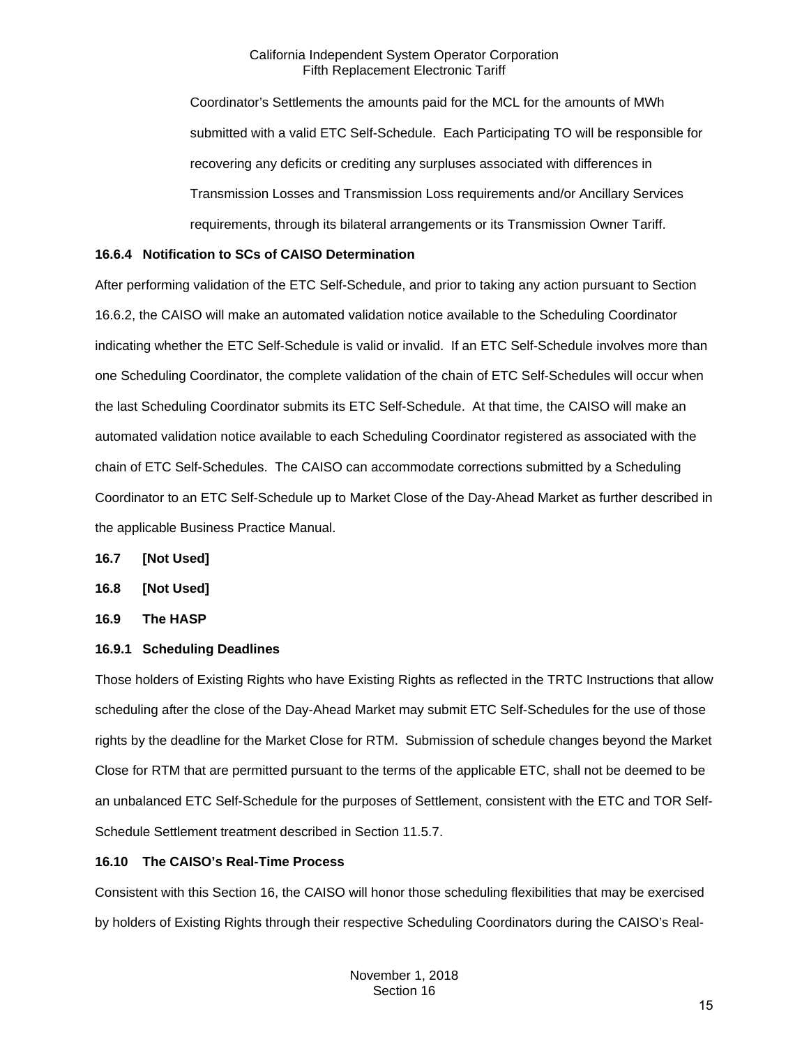Coordinator's Settlements the amounts paid for the MCL for the amounts of MWh submitted with a valid ETC Self-Schedule. Each Participating TO will be responsible for recovering any deficits or crediting any surpluses associated with differences in Transmission Losses and Transmission Loss requirements and/or Ancillary Services requirements, through its bilateral arrangements or its Transmission Owner Tariff.

#### 16.6.4 Notification to SCs of CAISO Determination

After performing validation of the ETC Self-Schedule, and prior to taking any action pursuant to Section 16.6.2, the CAISO will make an automated validation notice available to the Scheduling Coordinator indicating whether the ETC Self-Schedule is valid or invalid. If an ETC Self-Schedule involves more than one Scheduling Coordinator, the complete validation of the chain of ETC Self-Schedules will occur when the last Scheduling Coordinator submits its ETC Self-Schedule. At that time, the CAISO will make an automated validation notice available to each Scheduling Coordinator registered as associated with the chain of ETC Self-Schedules. The CAISO can accommodate corrections submitted by a Scheduling Coordinator to an ETC Self-Schedule up to Market Close of the Day-Ahead Market as further described in the applicable Business Practice Manual.

### 16.7 [Not Used]

### 16.8 [Not Used]

### 16.9 The HASP

#### 16.9.1 Scheduling Deadlines

Those holders of Existing Rights who have Existing Rights as reflected in the TRTC Instructions that allow scheduling after the close of the Day-Ahead Market may submit ETC Self-Schedules for the use of those rights by the deadline for the Market Close for RTM. Submission of schedule changes beyond the Market Close for RTM that are permitted pursuant to the terms of the applicable ETC, shall not be deemed to be an unbalanced ETC Self-Schedule for the purposes of Settlement, consistent with the ETC and TOR Self-Schedule Settlement treatment described in Section 11.5.7.

### 16.10 The CAISO's Real-Time Process

Consistent with this Section 16, the CAISO will honor those scheduling flexibilities that may be exercised by holders of Existing Rights through their respective Scheduling Coordinators during the CAISO's Real-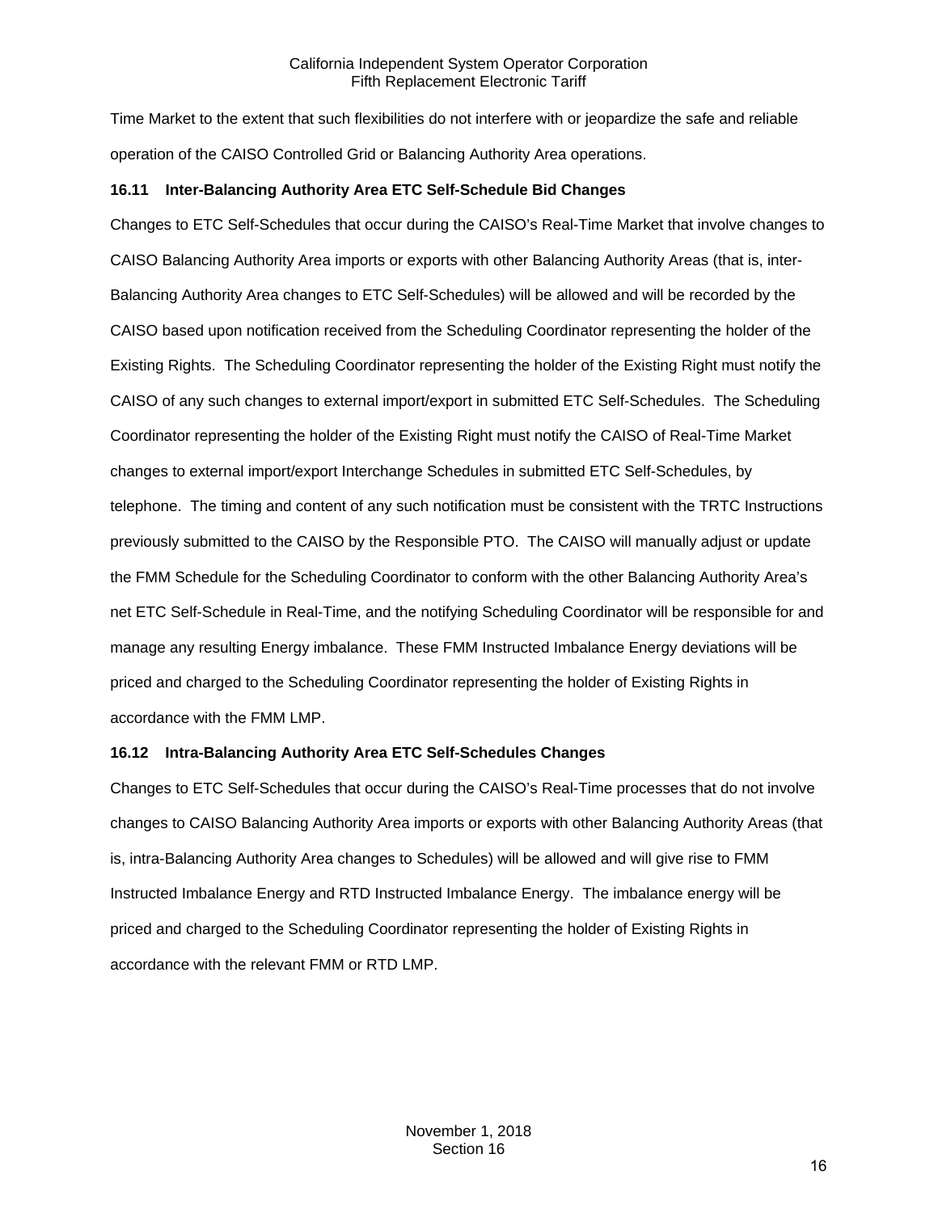Time Market to the extent that such flexibilities do not interfere with or jeopardize the safe and reliable operation of the CAISO Controlled Grid or Balancing Authority Area operations.

**16.11 Inter-Balancing Authority Area ETC Self-Schedule Bid Changes**

Changes to ETC Self-Schedules that occur during the CAISO's Real-Time Market that involve changes to CAISO Balancing Authority Area imports or exports with other Balancing Authority Areas (that is, inter-Balancing Authority Area changes to ETC Self-Schedules) will be allowed and will be recorded by the CAISO based upon notification received from the Scheduling Coordinator representing the holder of the Existing Rights. The Scheduling Coordinator representing the holder of the Existing Right must notify the CAISO of any such changes to external import/export in submitted ETC Self-Schedules. The Scheduling Coordinator representing the holder of the Existing Right must notify the CAISO of Real-Time Market changes to external import/export Interchange Schedules in submitted ETC Self-Schedules, by telephone. The timing and content of any such notification must be consistent with the TRTC Instructions previously submitted to the CAISO by the Responsible PTO. The CAISO will manually adjust or update the FMM Schedule for the Scheduling Coordinator to conform with the other Balancing Authority Area's net ETC Self-Schedule in Real-Time, and the notifying Scheduling Coordinator will be responsible for and manage any resulting Energy imbalance. These FMM Instructed Imbalance Energy deviations will be priced and charged to the Scheduling Coordinator representing the holder of Existing Rights in accordance with the FMM LMP.

**16.12 Intra-Balancing Authority Area ETC Self-Schedules Changes**

Changes to ETC Self-Schedules that occur during the CAISO's Real-Time processes that do not involve changes to CAISO Balancing Authority Area imports or exports with other Balancing Authority Areas (that is, intra-Balancing Authority Area changes to Schedules) will be allowed and will give rise to FMM Instructed Imbalance Energy and RTD Instructed Imbalance Energy. The imbalance energy will be priced and charged to the Scheduling Coordinator representing the holder of Existing Rights in accordance with the relevant FMM or RTD LMP.